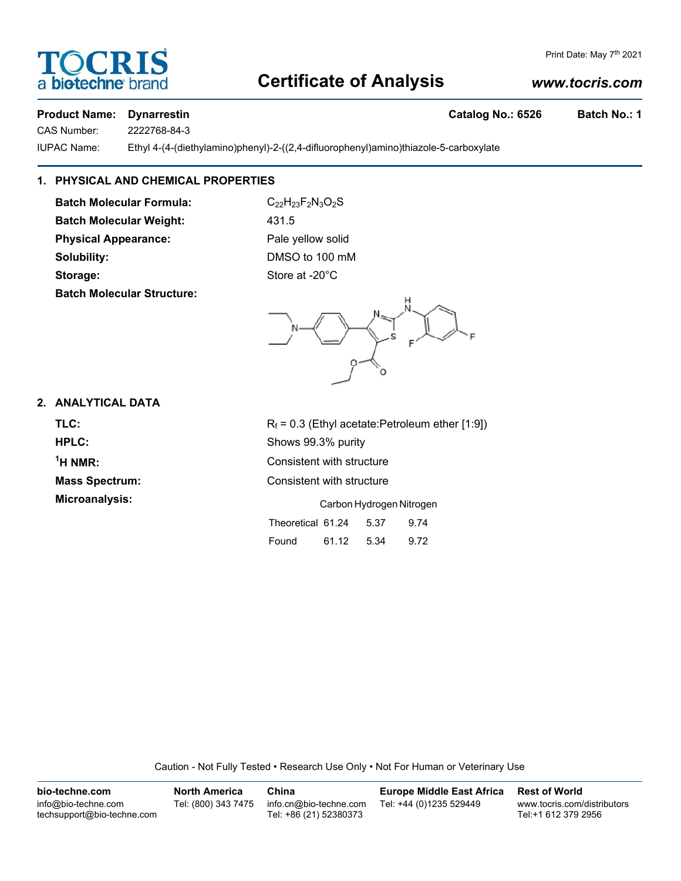Print Date: May 7th 2021

# Certificate of Analysis

www.tocris.com

**Product Name:** **Dynarrestin** **Catalog No.: 6526** **Batch No.: 1**

CAS Number: 2222768-84-3

IUPAC Name: Ethyl 4-(4-(diethylamino)phenyl)-2-((2,4-difluorophenyl)amino)thiazole-5-carboxylate

## 1. PHYSICAL AND CHEMICAL PROPERTIES

**Batch Molecular Formula:** $C_{22}H_{23}F_2N_3O_2S$

**Batch Molecular Weight:** 431.5

**Physical Appearance:** Pale yellow solid

**Solubility:** DMSO to 100 mM

**Storage:** Store at -20°C

**Batch Molecular Structure:**

## 2. ANALYTICAL DATA

**TLC:** $R_f$ = 0.3 (Ethyl acetate:Petroleum ether [1:9])

**HPLC:** Shows 99.3% purity

**$^1$H NMR:** Consistent with structure

**Mass Spectrum:** Consistent with structure

**Microanalysis:**

| | Carbon | Hydrogen | Nitrogen |
|---|---|---|---|
| Theoretical | 61.24 | 5.37 | 9.74 |
| Found | 61.12 | 5.34 | 9.72 |

Caution - Not Fully Tested • Research Use Only • Not For Human or Veterinary Use

**bio-techne.com**
info@bio-techne.com
techsupport@bio-techne.com

**North America**
Tel: (800) 343 7475

**China**
info.cn@bio-techne.com
Tel: +86 (21) 52380373

**Europe Middle East Africa**
Tel: +44 (0)1235 529449

**Rest of World**
www.tocris.com/distributors
Tel:+1 612 379 2956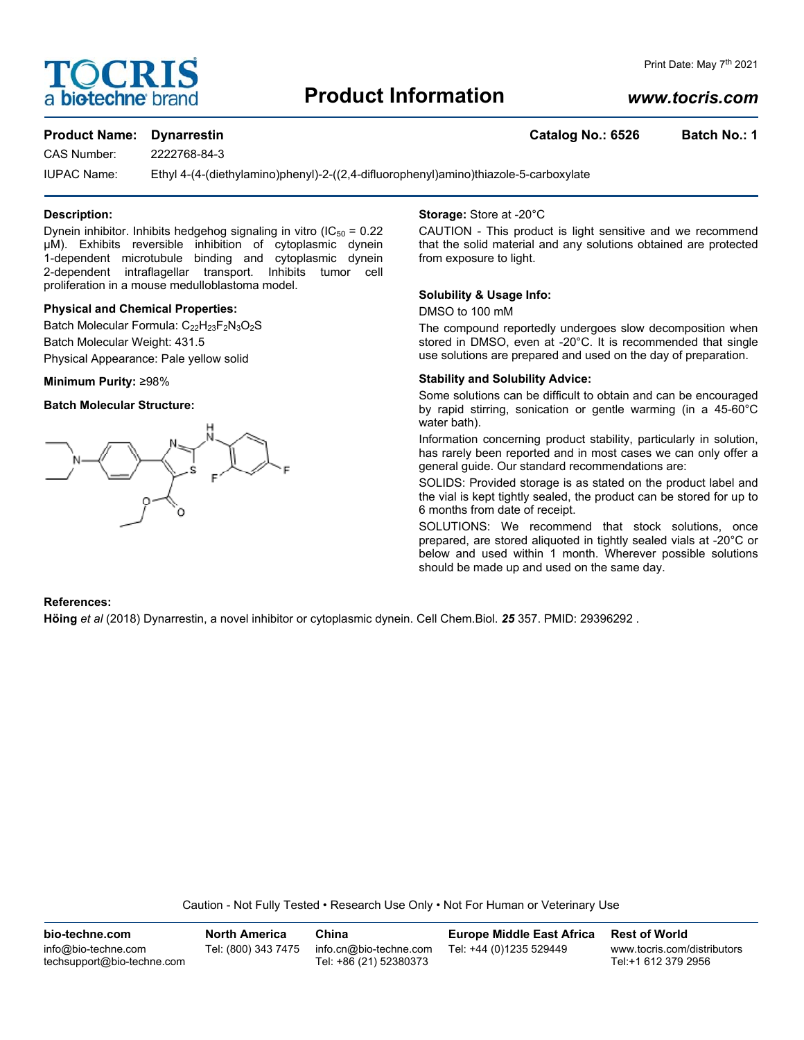# Product Information

www.tocris.com

**Product Name: Dynarrestin** **Catalog No.: 6526** **Batch No.: 1**

CAS Number: 2222768-84-3

IUPAC Name: Ethyl 4-(4-(diethylamino)phenyl)-2-((2,4-difluorophenyl)amino)thiazole-5-carboxylate

### Description:

Dynein inhibitor. Inhibits hedgehog signaling in vitro ($IC_{50}$ = 0.22 μM). Exhibits reversible inhibition of cytoplasmic dynein 1-dependent microtubule binding and cytoplasmic dynein 2-dependent intraflagellar transport. Inhibits tumor cell proliferation in a mouse medulloblastoma model.

### Physical and Chemical Properties:

Batch Molecular Formula: $C_{22}H_{23}F_2N_3O_2S$

Batch Molecular Weight: 431.5

Physical Appearance: Pale yellow solid

**Minimum Purity:** ≥98%

**Batch Molecular Structure:**

### Storage: Store at -20°C

CAUTION - This product is light sensitive and we recommend that the solid material and any solutions obtained are protected from exposure to light.

### Solubility & Usage Info:

DMSO to 100 mM

The compound reportedly undergoes slow decomposition when stored in DMSO, even at -20°C. It is recommended that single use solutions are prepared and used on the day of preparation.

### Stability and Solubility Advice:

Some solutions can be difficult to obtain and can be encouraged by rapid stirring, sonication or gentle warming (in a 45-60°C water bath).

Information concerning product stability, particularly in solution, has rarely been reported and in most cases we can only offer a general guide. Our standard recommendations are:

SOLIDS: Provided storage is as stated on the product label and the vial is kept tightly sealed, the product can be stored for up to 6 months from date of receipt.

SOLUTIONS: We recommend that stock solutions, once prepared, are stored aliquoted in tightly sealed vials at -20°C or below and used within 1 month. Wherever possible solutions should be made up and used on the same day.

### References:

**Höing** *et al* (2018) Dynarrestin, a novel inhibitor or cytoplasmic dynein. Cell Chem.Biol. ***25*** 357. PMID: 29396292 .

Caution - Not Fully Tested • Research Use Only • Not For Human or Veterinary Use

**bio-techne.com**
info@bio-techne.com
techsupport@bio-techne.com

**North America**
Tel: (800) 343 7475

**China**
info.cn@bio-techne.com
Tel: +86 (21) 52380373

**Europe Middle East Africa**
Tel: +44 (0)1235 529449

**Rest of World**
www.tocris.com/distributors
Tel:+1 612 379 2956